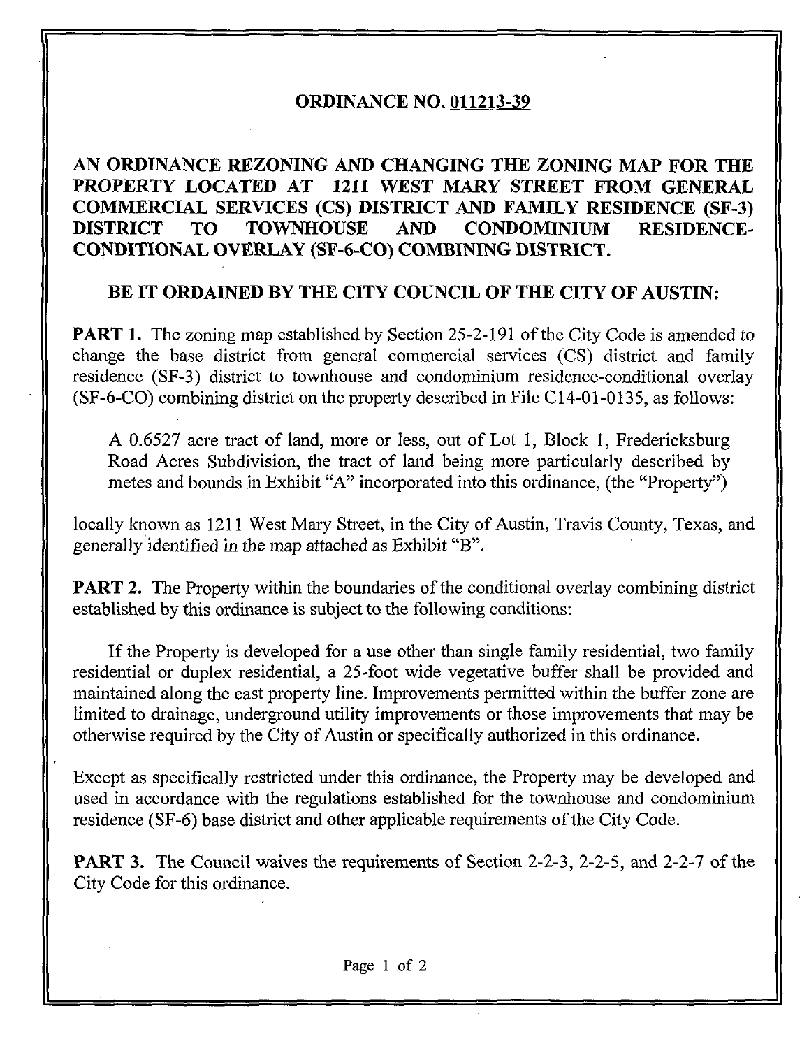## ORDINANCE NO. 011213-39

## AN ORDINANCE REZONING AND CHANGING THE ZONING MAP FOR THE PROPERTY LOCATED AT 1211 WEST MARY STREET FROM GENERAL COMMERCIAL SERVICES (CS) DISTRICT AND FAMILY RESIDENCE (SF-3) DISTRICT TO TOWNHOUSE AND CONDOMINIUM RESIDENCE-CONDITIONAL OVERLAY (SF-6-CO) COMBINING DISTRICT.

### BE IT ORDAINED BY THE CITY COUNCIL OF THE CITY OF AUSTIN:

**PART 1.** The zoning map established by Section 25-2-191 of the City Code is amended to change the base district from general commercial services (CS) district and family residence (SF-3) district to townhouse and condominium residence-conditional overlay (SF-6-CO) combining district on the property described in File C14-01-0135, as follows:

> A 0.6527 acre tract of land, more or less, out of Lot 1, Block 1, Fredericksburg Road Acres Subdivision, the tract of land being more particularly described by metes and bounds in Exhibit "A" incorporated into this ordinance, (the "Property")

locally known as 1211 West Mary Street, in the City of Austin, Travis County, Texas, and generally identified in the map attached as Exhibit "B".

**PART 2.** The Property within the boundaries of the conditional overlay combining district established by this ordinance is subject to the following conditions:

If the Property is developed for a use other than single family residential, two family residential or duplex residential, a 25-foot wide vegetative buffer shall be provided and maintained along the east property line. Improvements permitted within the buffer zone are limited to drainage, underground utility improvements or those improvements that may be otherwise required by the City of Austin or specifically authorized in this ordinance.

Except as specifically restricted under this ordinance, the Property may be developed and used in accordance with the regulations established for the townhouse and condominium residence (SF-6) base district and other applicable requirements of the City Code.

**PART 3.** The Council waives the requirements of Section 2-2-3, 2-2-5, and 2-2-7 of the City Code for this ordinance.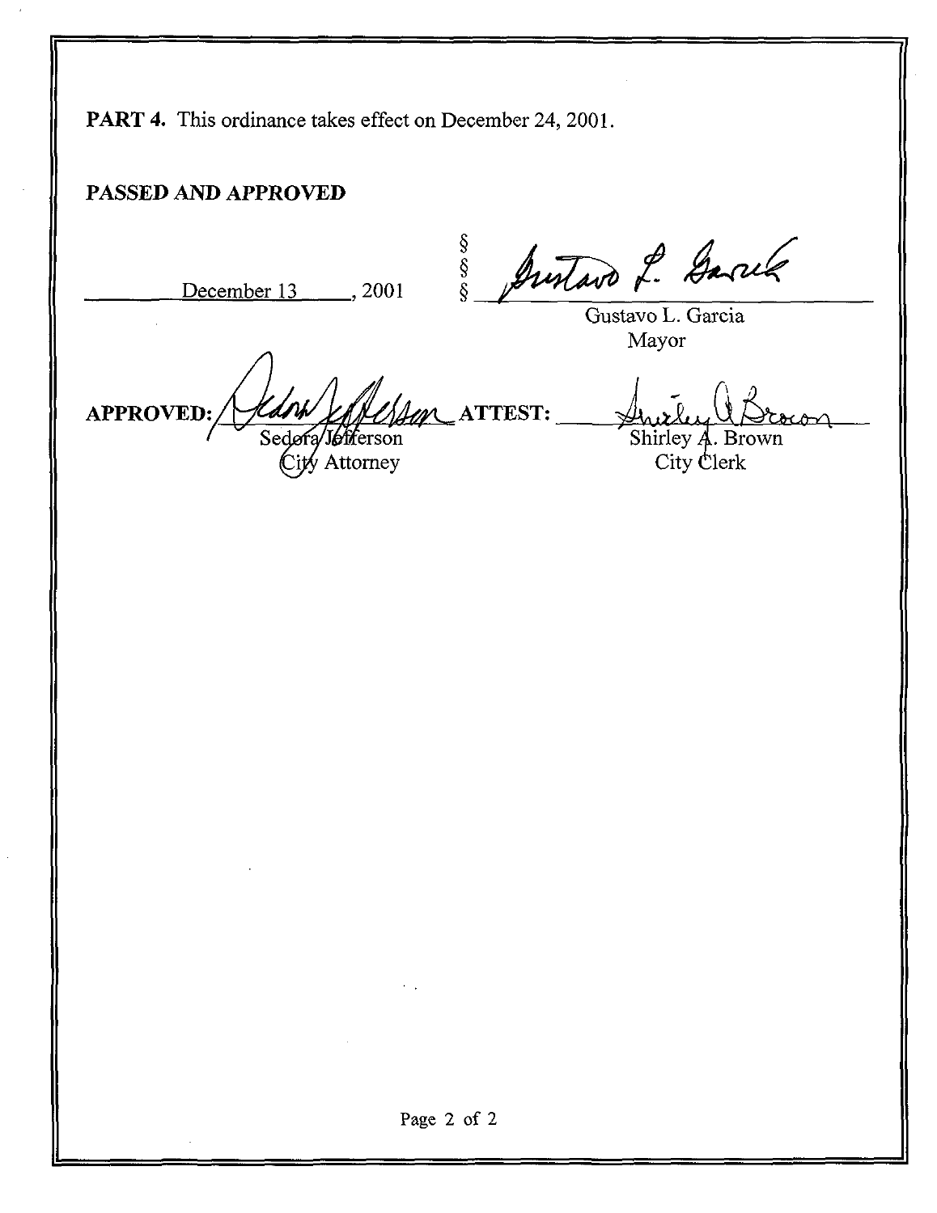**PART 4.** This ordinance takes effect on December 24, 2001.

**PASSED AND APPROVED**

December 13, 2001 §§§ Gustavo L. Garcia, Mayor

**APPROVED:** Sedora Jefferson, City Attorney

**ATTEST:** Shirley A. Brown, City Clerk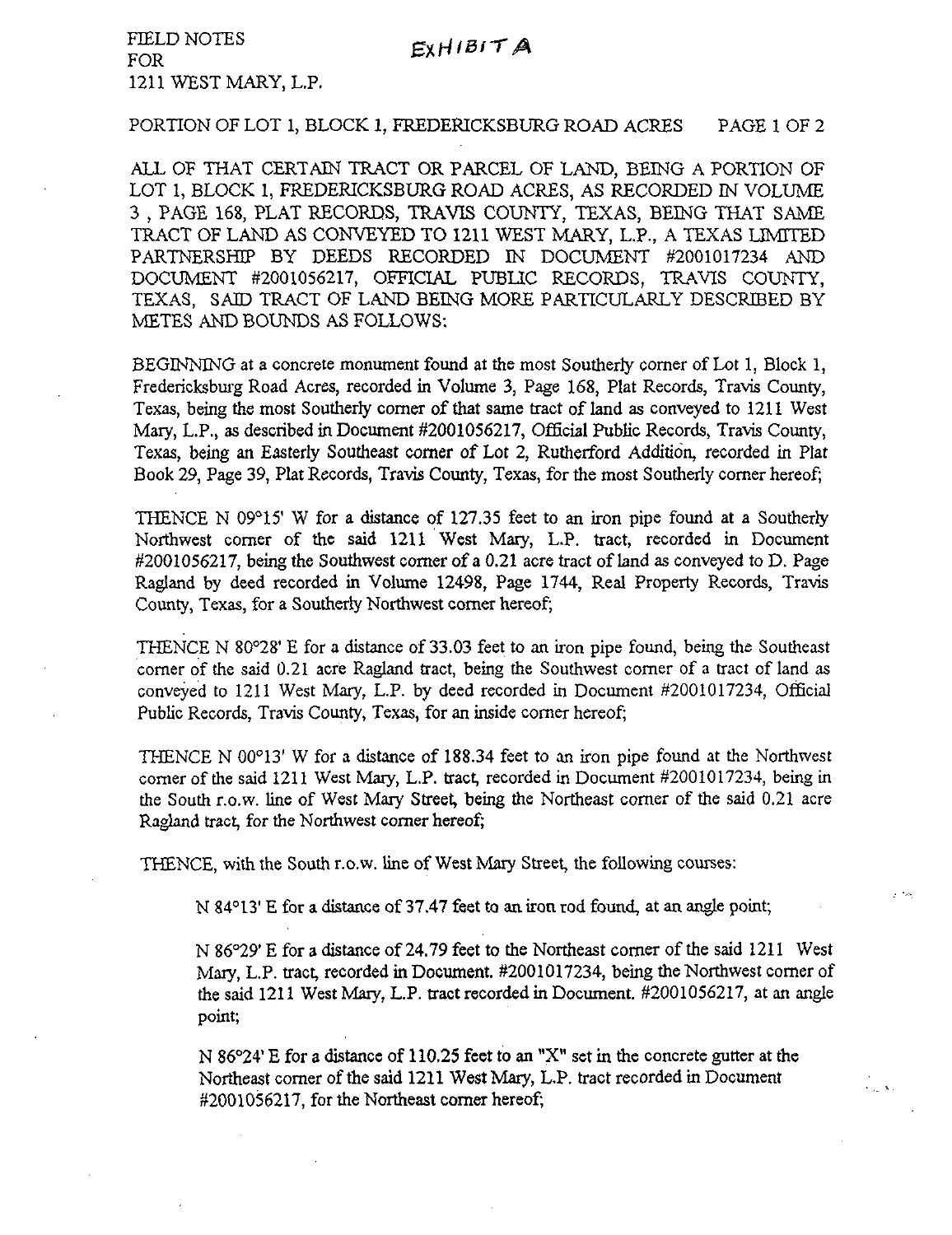FIELD NOTES
FOR
1211 WEST MARY, L.P.

EXHIBIT A

PORTION OF LOT 1, BLOCK 1, FREDERICKSBURG ROAD ACRES

ALL OF THAT CERTAIN TRACT OR PARCEL OF LAND, BEING A PORTION OF LOT 1, BLOCK 1, FREDERICKSBURG ROAD ACRES, AS RECORDED IN VOLUME 3 , PAGE 168, PLAT RECORDS, TRAVIS COUNTY, TEXAS, BEING THAT SAME TRACT OF LAND AS CONVEYED TO 1211 WEST MARY, L.P., A TEXAS LIMITED PARTNERSHIP BY DEEDS RECORDED IN DOCUMENT #2001017234 AND DOCUMENT #2001056217, OFFICIAL PUBLIC RECORDS, TRAVIS COUNTY, TEXAS, SAID TRACT OF LAND BEING MORE PARTICULARLY DESCRIBED BY METES AND BOUNDS AS FOLLOWS:

BEGINNING at a concrete monument found at the most Southerly corner of Lot 1, Block 1, Fredericksburg Road Acres, recorded in Volume 3, Page 168, Plat Records, Travis County, Texas, being the most Southerly corner of that same tract of land as conveyed to 1211 West Mary, L.P., as described in Document #2001056217, Official Public Records, Travis County, Texas, being an Easterly Southeast corner of Lot 2, Rutherford Addition, recorded in Plat Book 29, Page 39, Plat Records, Travis County, Texas, for the most Southerly corner hereof;

THENCE N 09°15' W for a distance of 127.35 feet to an iron pipe found at a Southerly Northwest corner of the said 1211 West Mary, L.P. tract, recorded in Document #2001056217, being the Southwest corner of a 0.21 acre tract of land as conveyed to D. Page Ragland by deed recorded in Volume 12498, Page 1744, Real Property Records, Travis County, Texas, for a Southerly Northwest corner hereof;

THENCE N 80°28' E for a distance of 33.03 feet to an iron pipe found, being the Southeast corner of the said 0.21 acre Ragland tract, being the Southwest corner of a tract of land as conveyed to 1211 West Mary, L.P. by deed recorded in Document #2001017234, Official Public Records, Travis County, Texas, for an inside corner hereof;

THENCE N 00°13' W for a distance of 188.34 feet to an iron pipe found at the Northwest corner of the said 1211 West Mary, L.P. tract, recorded in Document #2001017234, being in the South r.o.w. line of West Mary Street, being the Northeast corner of the said 0.21 acre Ragland tract, for the Northwest corner hereof;

THENCE, with the South r.o.w. line of West Mary Street, the following courses:

N 84°13' E for a distance of 37.47 feet to an iron rod found, at an angle point;

N 86°29' E for a distance of 24.79 feet to the Northeast corner of the said 1211 West Mary, L.P. tract, recorded in Document. #2001017234, being the Northwest corner of the said 1211 West Mary, L.P. tract recorded in Document. #2001056217, at an angle point;

N 86°24' E for a distance of 110.25 feet to an "X" set in the concrete gutter at the Northeast corner of the said 1211 West Mary, L.P. tract recorded in Document #2001056217, for the Northeast corner hereof;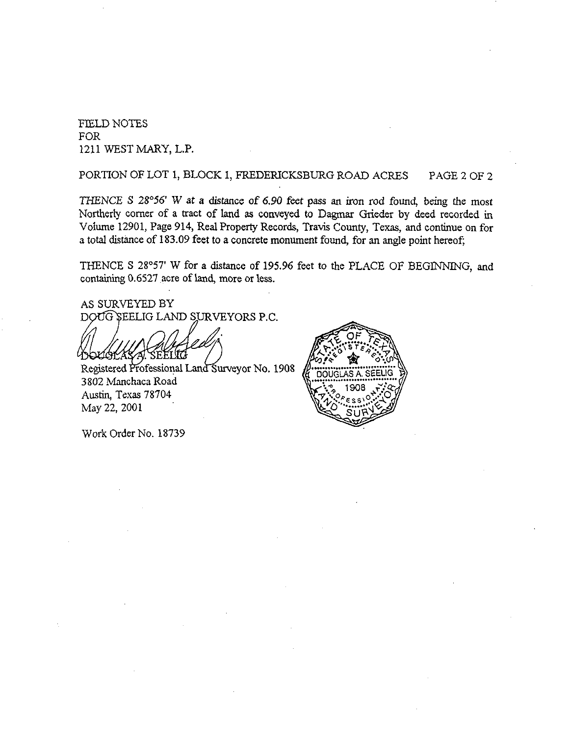FIELD NOTES
FOR
1211 WEST MARY, L.P.

PORTION OF LOT 1, BLOCK 1, FREDERICKSBURG ROAD ACRES

*THENCE S 28°56' W at a distance of 6.90* feet pass an iron rod found, being the most Northerly corner of a tract of land as conveyed to Dagmar Grieder by deed recorded in Volume 12901, Page 914, Real Property Records, Travis County, Texas, and continue on for a total distance of 183.09 feet to a concrete monument found, for an angle point hereof;

THENCE S 28°57' W for a distance of 195.96 feet to the PLACE OF BEGINNING, and containing 0.6527 acre of land, more or less.

AS SURVEYED BY
DOUG SEELIG LAND SURVEYORS P.C.

DOUGLAS A. SEELIG
Registered Professional Land Surveyor No. 1908
3802 Manchaca Road
Austin, Texas 78704
May 22, 2001

STATE OF TEXAS
REGISTERED
DOUGLAS A. SEELIG
1908
PROFESSIONAL
LAND SURVEYOR

Work Order No. 18739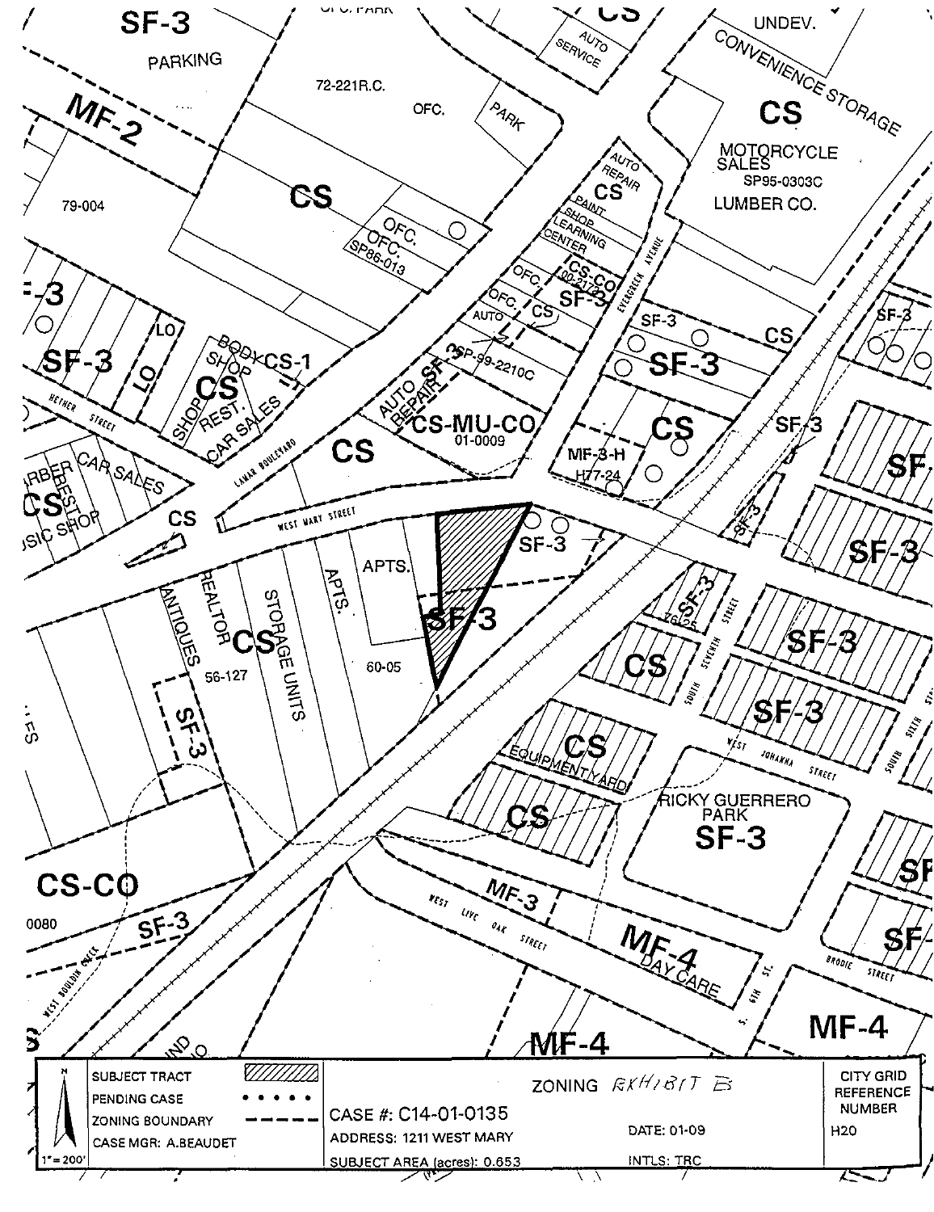| | | | |
|---|---|---|---|
| SUBJECT TRACT | ZONING EXHIBIT B | | CITY GRID REFERENCE NUMBER |
| PENDING CASE | | | |
| ZONING BOUNDARY | CASE #: C14-01-0135 | | H20 |
| CASE MGR: A.BEAUDET | ADDRESS: 1211 WEST MARY | DATE: 01-09 | |
| 1" = 200' | SUBJECT AREA (acres): 0.653 | INTLS: TRC | |